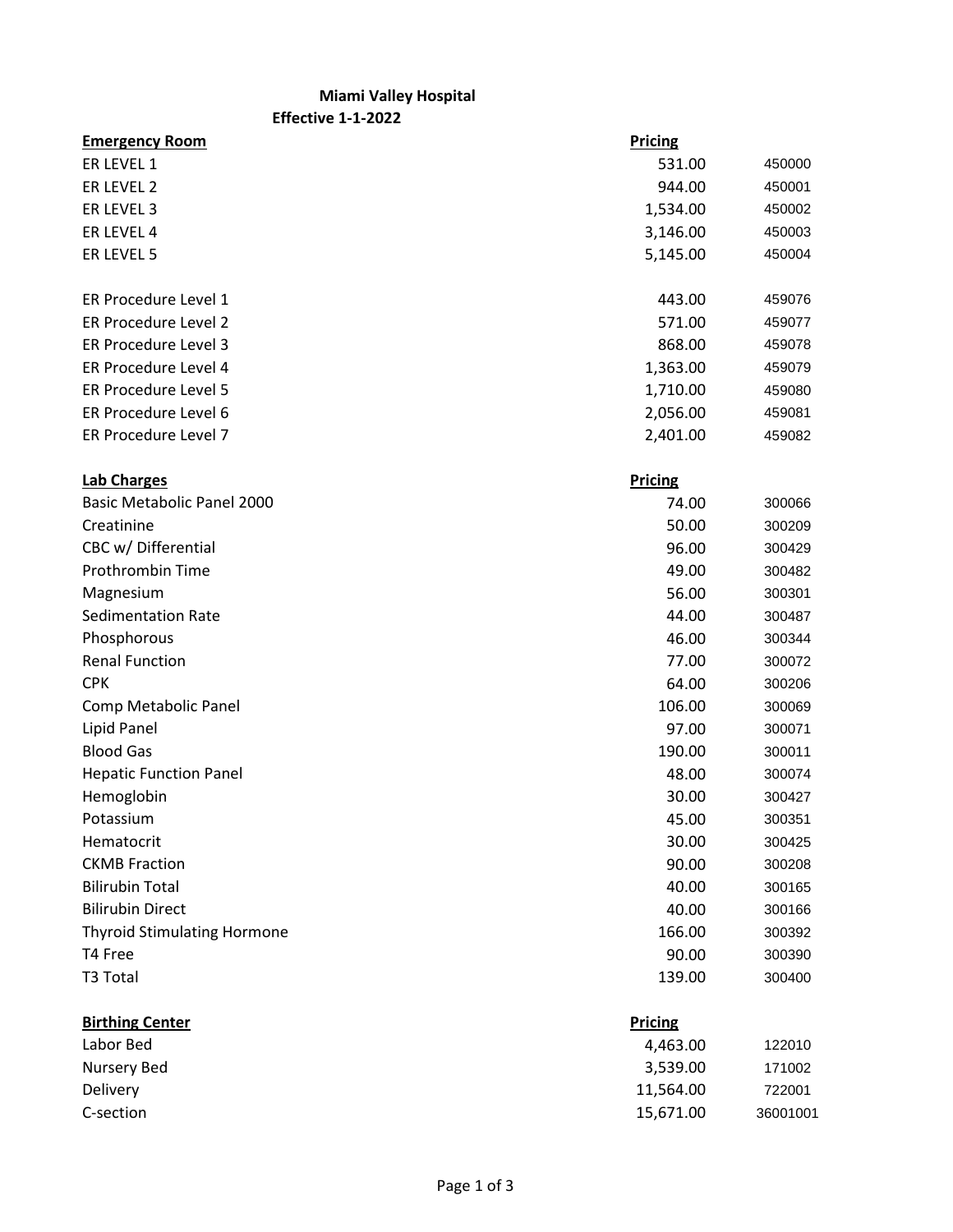**Miami Valley Hospital**

**Effective 1-1-2022**

| **Emergency Room** | **Pricing** | |
|---|---|---|
| ER LEVEL 1 | 531.00 | 450000 |
| ER LEVEL 2 | 944.00 | 450001 |
| ER LEVEL 3 | 1,534.00 | 450002 |
| ER LEVEL 4 | 3,146.00 | 450003 |
| ER LEVEL 5 | 5,145.00 | 450004 |
| | | |
| ER Procedure Level 1 | 443.00 | 459076 |
| ER Procedure Level 2 | 571.00 | 459077 |
| ER Procedure Level 3 | 868.00 | 459078 |
| ER Procedure Level 4 | 1,363.00 | 459079 |
| ER Procedure Level 5 | 1,710.00 | 459080 |
| ER Procedure Level 6 | 2,056.00 | 459081 |
| ER Procedure Level 7 | 2,401.00 | 459082 |

| **Lab Charges** | **Pricing** | |
|---|---|---|
| Basic Metabolic Panel 2000 | 74.00 | 300066 |
| Creatinine | 50.00 | 300209 |
| CBC w/ Differential | 96.00 | 300429 |
| Prothrombin Time | 49.00 | 300482 |
| Magnesium | 56.00 | 300301 |
| Sedimentation Rate | 44.00 | 300487 |
| Phosphorous | 46.00 | 300344 |
| Renal Function | 77.00 | 300072 |
| CPK | 64.00 | 300206 |
| Comp Metabolic Panel | 106.00 | 300069 |
| Lipid Panel | 97.00 | 300071 |
| Blood Gas | 190.00 | 300011 |
| Hepatic Function Panel | 48.00 | 300074 |
| Hemoglobin | 30.00 | 300427 |
| Potassium | 45.00 | 300351 |
| Hematocrit | 30.00 | 300425 |
| CKMB Fraction | 90.00 | 300208 |
| Bilirubin Total | 40.00 | 300165 |
| Bilirubin Direct | 40.00 | 300166 |
| Thyroid Stimulating Hormone | 166.00 | 300392 |
| T4 Free | 90.00 | 300390 |
| T3 Total | 139.00 | 300400 |

| **Birthing Center** | **Pricing** | |
|---|---|---|
| Labor Bed | 4,463.00 | 122010 |
| Nursery Bed | 3,539.00 | 171002 |
| Delivery | 11,564.00 | 722001 |
| C-section | 15,671.00 | 36001001 |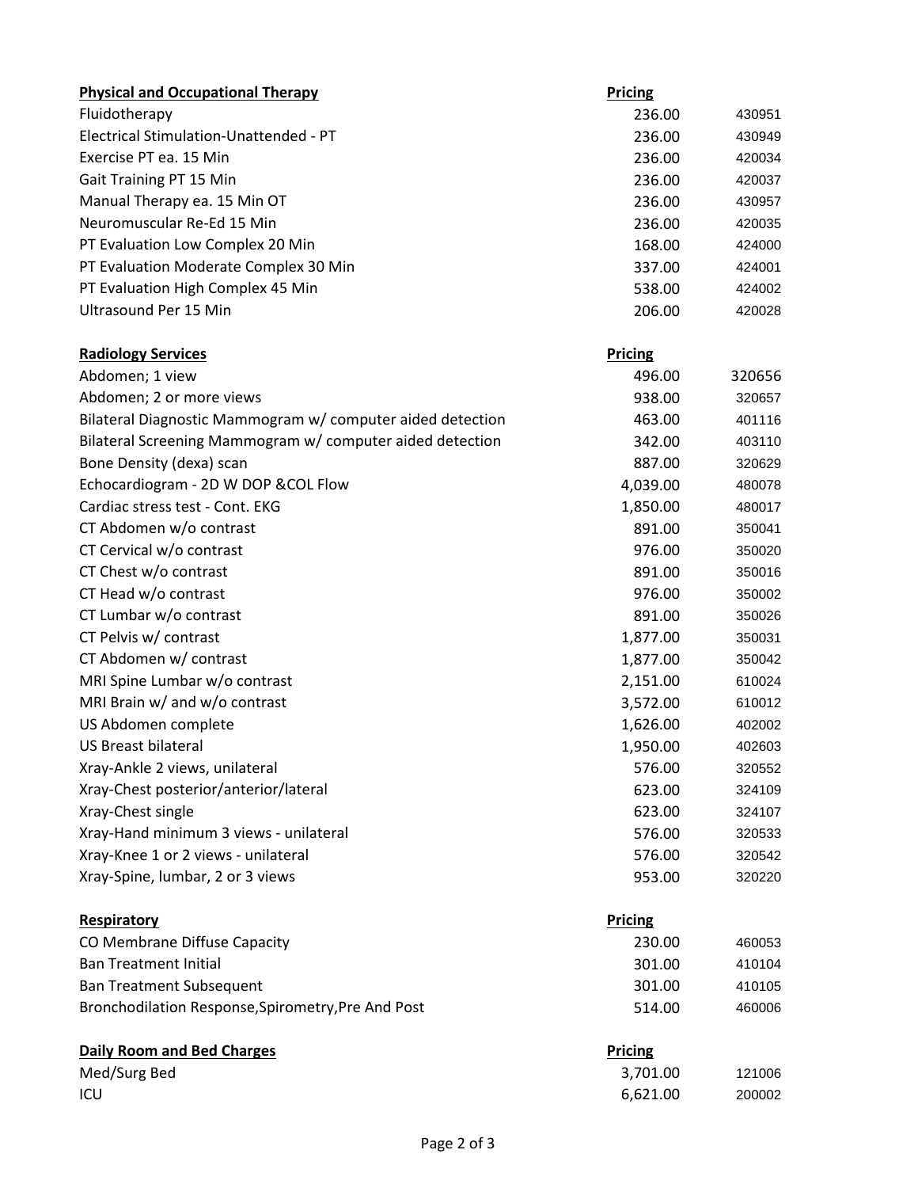| Physical and Occupational Therapy | Pricing | |
|---|---|---|
| Fluidotherapy | 236.00 | 430951 |
| Electrical Stimulation-Unattended - PT | 236.00 | 430949 |
| Exercise PT ea. 15 Min | 236.00 | 420034 |
| Gait Training PT 15 Min | 236.00 | 420037 |
| Manual Therapy ea. 15 Min OT | 236.00 | 430957 |
| Neuromuscular Re-Ed 15 Min | 236.00 | 420035 |
| PT Evaluation Low Complex 20 Min | 168.00 | 424000 |
| PT Evaluation Moderate Complex 30 Min | 337.00 | 424001 |
| PT Evaluation High Complex 45 Min | 538.00 | 424002 |
| Ultrasound Per 15 Min | 206.00 | 420028 |

| Radiology Services | Pricing | |
|---|---|---|
| Abdomen; 1 view | 496.00 | 320656 |
| Abdomen; 2 or more views | 938.00 | 320657 |
| Bilateral Diagnostic Mammogram w/ computer aided detection | 463.00 | 401116 |
| Bilateral Screening Mammogram w/ computer aided detection | 342.00 | 403110 |
| Bone Density (dexa) scan | 887.00 | 320629 |
| Echocardiogram - 2D W DOP &COL Flow | 4,039.00 | 480078 |
| Cardiac stress test - Cont. EKG | 1,850.00 | 480017 |
| CT Abdomen w/o contrast | 891.00 | 350041 |
| CT Cervical w/o contrast | 976.00 | 350020 |
| CT Chest w/o contrast | 891.00 | 350016 |
| CT Head w/o contrast | 976.00 | 350002 |
| CT Lumbar w/o contrast | 891.00 | 350026 |
| CT Pelvis w/ contrast | 1,877.00 | 350031 |
| CT Abdomen w/ contrast | 1,877.00 | 350042 |
| MRI Spine Lumbar w/o contrast | 2,151.00 | 610024 |
| MRI Brain w/ and w/o contrast | 3,572.00 | 610012 |
| US Abdomen complete | 1,626.00 | 402002 |
| US Breast bilateral | 1,950.00 | 402603 |
| Xray-Ankle 2 views, unilateral | 576.00 | 320552 |
| Xray-Chest posterior/anterior/lateral | 623.00 | 324109 |
| Xray-Chest single | 623.00 | 324107 |
| Xray-Hand minimum 3 views - unilateral | 576.00 | 320533 |
| Xray-Knee 1 or 2 views - unilateral | 576.00 | 320542 |
| Xray-Spine, lumbar, 2 or 3 views | 953.00 | 320220 |

| Respiratory | Pricing | |
|---|---|---|
| CO Membrane Diffuse Capacity | 230.00 | 460053 |
| Ban Treatment Initial | 301.00 | 410104 |
| Ban Treatment Subsequent | 301.00 | 410105 |
| Bronchodilation Response,Spirometry,Pre And Post | 514.00 | 460006 |

| Daily Room and Bed Charges | Pricing | |
|---|---|---|
| Med/Surg Bed | 3,701.00 | 121006 |
| ICU | 6,621.00 | 200002 |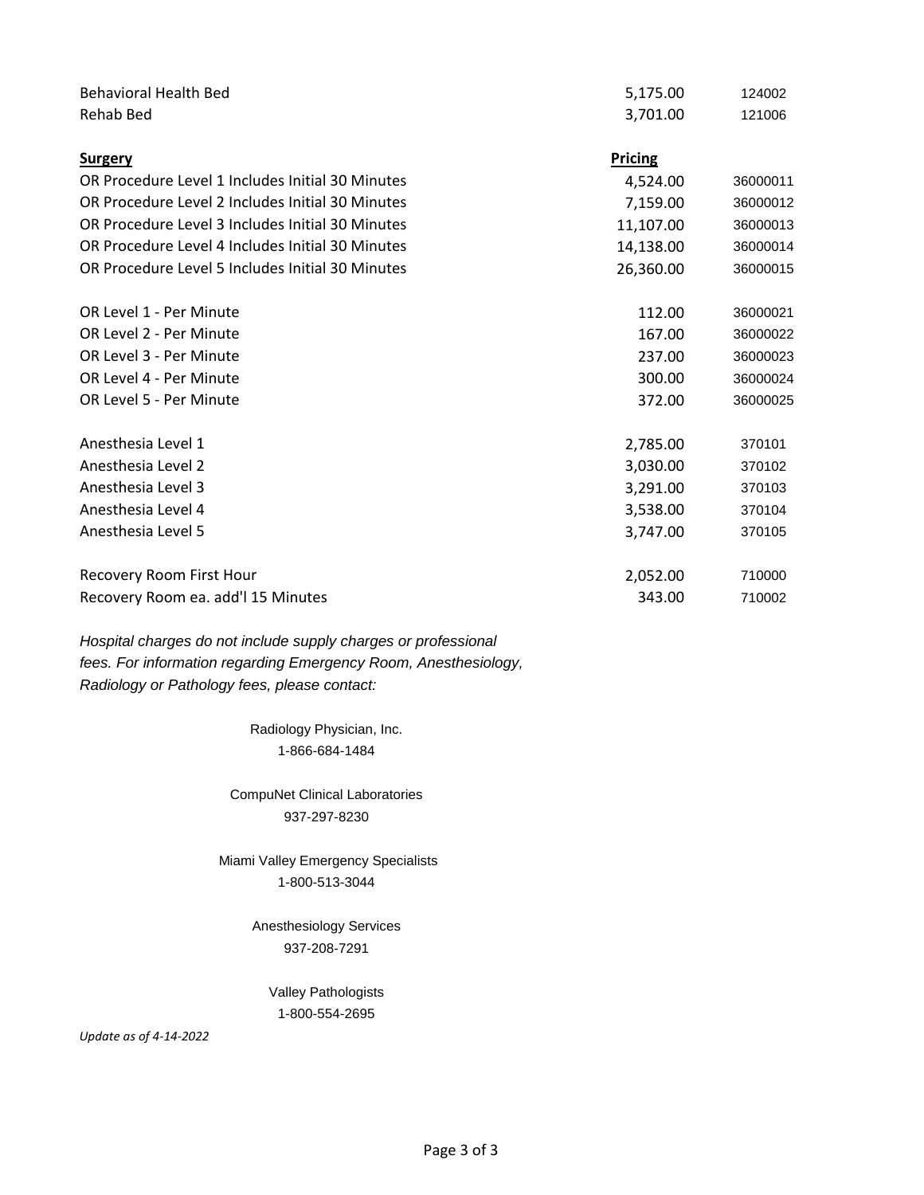| | | |
|---|---|---|
| Behavioral Health Bed | 5,175.00 | 124002 |
| Rehab Bed | 3,701.00 | 121006 |
| | | |
| **Surgery** | **Pricing** | |
| OR Procedure Level 1 Includes Initial 30 Minutes | 4,524.00 | 36000011 |
| OR Procedure Level 2 Includes Initial 30 Minutes | 7,159.00 | 36000012 |
| OR Procedure Level 3 Includes Initial 30 Minutes | 11,107.00 | 36000013 |
| OR Procedure Level 4 Includes Initial 30 Minutes | 14,138.00 | 36000014 |
| OR Procedure Level 5 Includes Initial 30 Minutes | 26,360.00 | 36000015 |
| | | |
| OR Level 1 - Per Minute | 112.00 | 36000021 |
| OR Level 2 - Per Minute | 167.00 | 36000022 |
| OR Level 3 - Per Minute | 237.00 | 36000023 |
| OR Level 4 - Per Minute | 300.00 | 36000024 |
| OR Level 5 - Per Minute | 372.00 | 36000025 |
| | | |
| Anesthesia Level 1 | 2,785.00 | 370101 |
| Anesthesia Level 2 | 3,030.00 | 370102 |
| Anesthesia Level 3 | 3,291.00 | 370103 |
| Anesthesia Level 4 | 3,538.00 | 370104 |
| Anesthesia Level 5 | 3,747.00 | 370105 |
| | | |
| Recovery Room First Hour | 2,052.00 | 710000 |
| Recovery Room ea. add'l 15 Minutes | 343.00 | 710002 |

*Hospital charges do not include supply charges or professional fees. For information regarding Emergency Room, Anesthesiology, Radiology or Pathology fees, please contact:*

Radiology Physician, Inc.
1-866-684-1484

CompuNet Clinical Laboratories
937-297-8230

Miami Valley Emergency Specialists
1-800-513-3044

Anesthesiology Services
937-208-7291

Valley Pathologists
1-800-554-2695

*Update as of 4-14-2022*